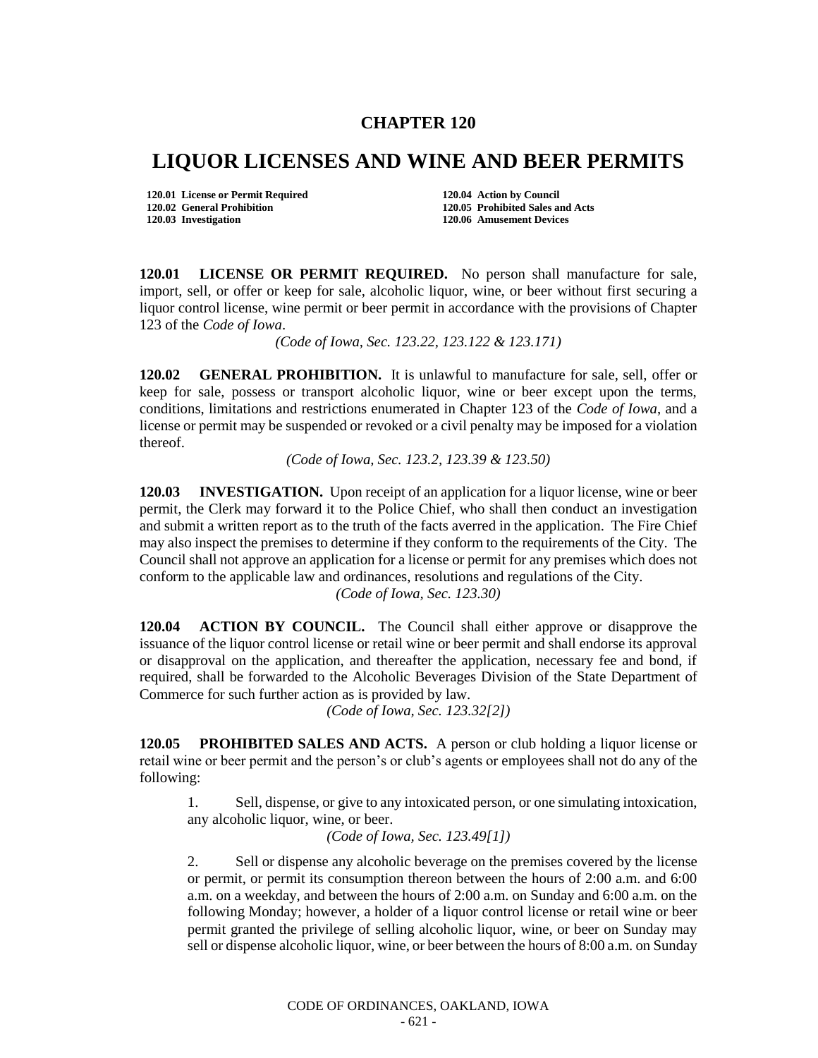# CHAPTER 120

# LIQUOR LICENSES AND WINE AND BEER PERMITS

**120.01 License or Permit Required**
**120.02 General Prohibition**
**120.03 Investigation**
**120.04 Action by Council**
**120.05 Prohibited Sales and Acts**
**120.06 Amusement Devices**

**120.01 LICENSE OR PERMIT REQUIRED.** No person shall manufacture for sale, import, sell, or offer or keep for sale, alcoholic liquor, wine, or beer without first securing a liquor control license, wine permit or beer permit in accordance with the provisions of Chapter 123 of the *Code of Iowa*.

*(Code of Iowa, Sec. 123.22, 123.122 & 123.171)*

**120.02 GENERAL PROHIBITION.** It is unlawful to manufacture for sale, sell, offer or keep for sale, possess or transport alcoholic liquor, wine or beer except upon the terms, conditions, limitations and restrictions enumerated in Chapter 123 of the *Code of Iowa*, and a license or permit may be suspended or revoked or a civil penalty may be imposed for a violation thereof.

*(Code of Iowa, Sec. 123.2, 123.39 & 123.50)*

**120.03 INVESTIGATION.** Upon receipt of an application for a liquor license, wine or beer permit, the Clerk may forward it to the Police Chief, who shall then conduct an investigation and submit a written report as to the truth of the facts averred in the application. The Fire Chief may also inspect the premises to determine if they conform to the requirements of the City. The Council shall not approve an application for a license or permit for any premises which does not conform to the applicable law and ordinances, resolutions and regulations of the City.

*(Code of Iowa, Sec. 123.30)*

**120.04 ACTION BY COUNCIL.** The Council shall either approve or disapprove the issuance of the liquor control license or retail wine or beer permit and shall endorse its approval or disapproval on the application, and thereafter the application, necessary fee and bond, if required, shall be forwarded to the Alcoholic Beverages Division of the State Department of Commerce for such further action as is provided by law.

*(Code of Iowa, Sec. 123.32[2])*

**120.05 PROHIBITED SALES AND ACTS.** A person or club holding a liquor license or retail wine or beer permit and the person's or club's agents or employees shall not do any of the following:

1. Sell, dispense, or give to any intoxicated person, or one simulating intoxication, any alcoholic liquor, wine, or beer.

   *(Code of Iowa, Sec. 123.49[1])*

2. Sell or dispense any alcoholic beverage on the premises covered by the license or permit, or permit its consumption thereon between the hours of 2:00 a.m. and 6:00 a.m. on a weekday, and between the hours of 2:00 a.m. on Sunday and 6:00 a.m. on the following Monday; however, a holder of a liquor control license or retail wine or beer permit granted the privilege of selling alcoholic liquor, wine, or beer on Sunday may sell or dispense alcoholic liquor, wine, or beer between the hours of 8:00 a.m. on Sunday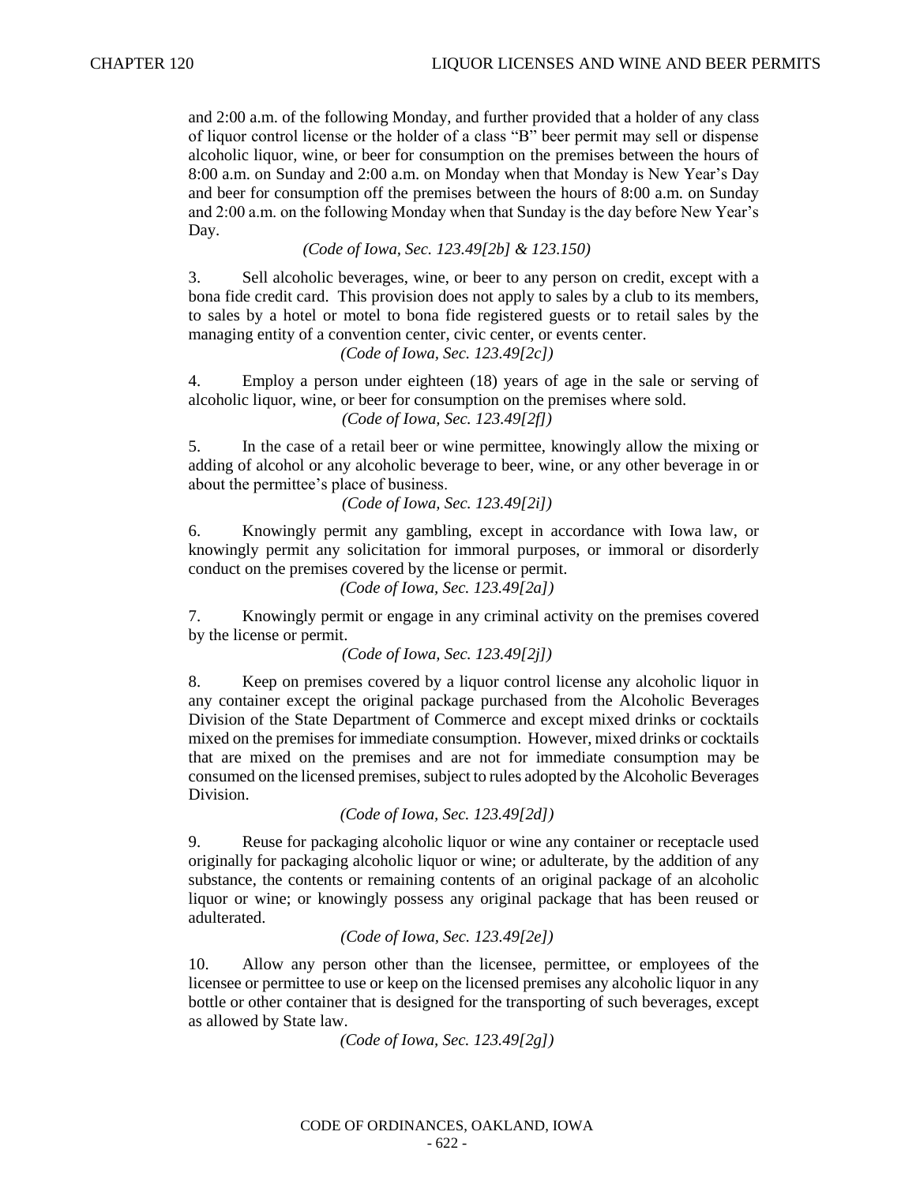and 2:00 a.m. of the following Monday, and further provided that a holder of any class of liquor control license or the holder of a class "B" beer permit may sell or dispense alcoholic liquor, wine, or beer for consumption on the premises between the hours of 8:00 a.m. on Sunday and 2:00 a.m. on Monday when that Monday is New Year's Day and beer for consumption off the premises between the hours of 8:00 a.m. on Sunday and 2:00 a.m. on the following Monday when that Sunday is the day before New Year's Day.

*(Code of Iowa, Sec. 123.49[2b] & 123.150)*

3. Sell alcoholic beverages, wine, or beer to any person on credit, except with a bona fide credit card. This provision does not apply to sales by a club to its members, to sales by a hotel or motel to bona fide registered guests or to retail sales by the managing entity of a convention center, civic center, or events center.

*(Code of Iowa, Sec. 123.49[2c])*

4. Employ a person under eighteen (18) years of age in the sale or serving of alcoholic liquor, wine, or beer for consumption on the premises where sold.

*(Code of Iowa, Sec. 123.49[2f])*

5. In the case of a retail beer or wine permittee, knowingly allow the mixing or adding of alcohol or any alcoholic beverage to beer, wine, or any other beverage in or about the permittee's place of business.

*(Code of Iowa, Sec. 123.49[2i])*

6. Knowingly permit any gambling, except in accordance with Iowa law, or knowingly permit any solicitation for immoral purposes, or immoral or disorderly conduct on the premises covered by the license or permit.

*(Code of Iowa, Sec. 123.49[2a])*

7. Knowingly permit or engage in any criminal activity on the premises covered by the license or permit.

*(Code of Iowa, Sec. 123.49[2j])*

8. Keep on premises covered by a liquor control license any alcoholic liquor in any container except the original package purchased from the Alcoholic Beverages Division of the State Department of Commerce and except mixed drinks or cocktails mixed on the premises for immediate consumption. However, mixed drinks or cocktails that are mixed on the premises and are not for immediate consumption may be consumed on the licensed premises, subject to rules adopted by the Alcoholic Beverages Division.

*(Code of Iowa, Sec. 123.49[2d])*

9. Reuse for packaging alcoholic liquor or wine any container or receptacle used originally for packaging alcoholic liquor or wine; or adulterate, by the addition of any substance, the contents or remaining contents of an original package of an alcoholic liquor or wine; or knowingly possess any original package that has been reused or adulterated.

*(Code of Iowa, Sec. 123.49[2e])*

10. Allow any person other than the licensee, permittee, or employees of the licensee or permittee to use or keep on the licensed premises any alcoholic liquor in any bottle or other container that is designed for the transporting of such beverages, except as allowed by State law.

*(Code of Iowa, Sec. 123.49[2g])*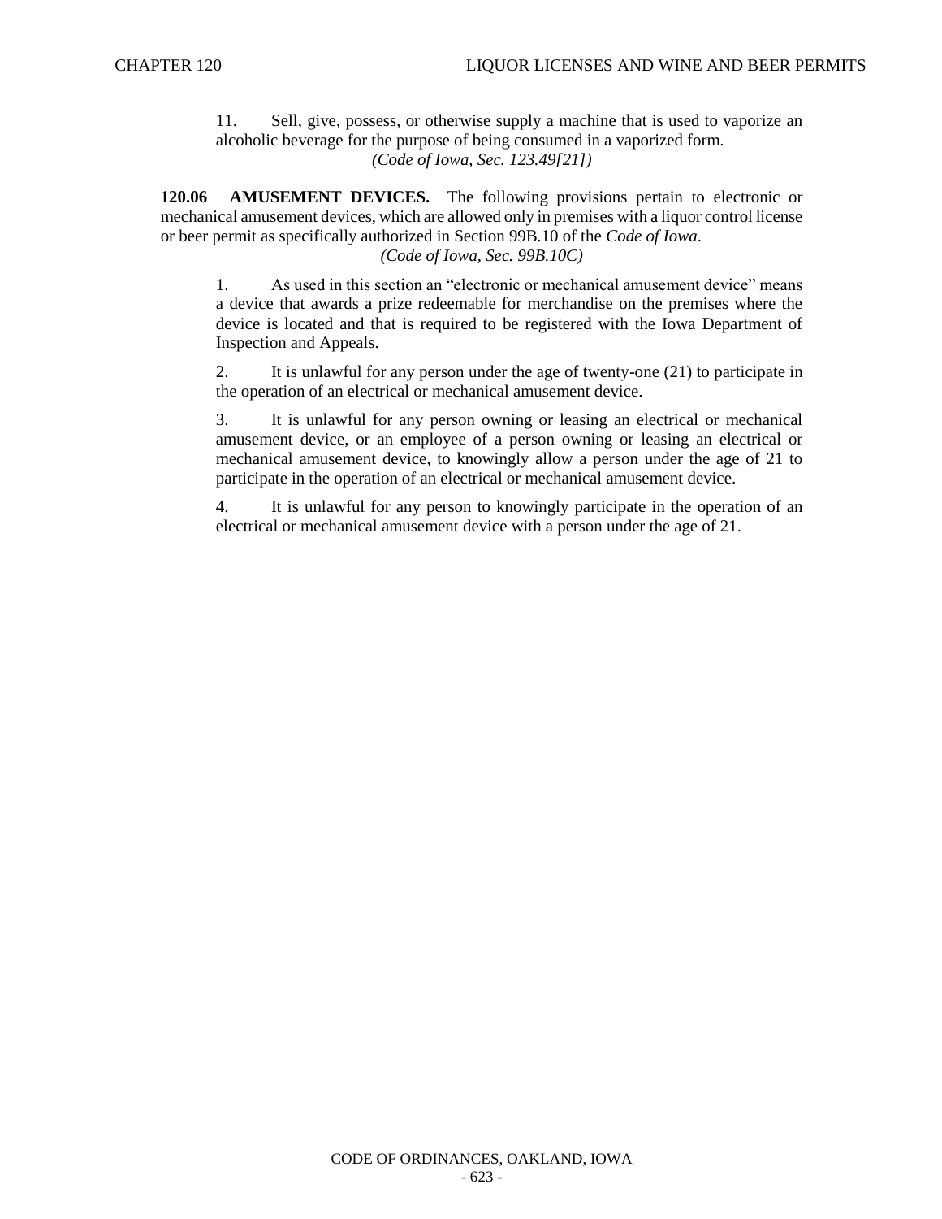11. Sell, give, possess, or otherwise supply a machine that is used to vaporize an alcoholic beverage for the purpose of being consumed in a vaporized form.

*(Code of Iowa, Sec. 123.49[21])*

**120.06 AMUSEMENT DEVICES.** The following provisions pertain to electronic or mechanical amusement devices, which are allowed only in premises with a liquor control license or beer permit as specifically authorized in Section 99B.10 of the *Code of Iowa*.

*(Code of Iowa, Sec. 99B.10C)*

1. As used in this section an "electronic or mechanical amusement device" means a device that awards a prize redeemable for merchandise on the premises where the device is located and that is required to be registered with the Iowa Department of Inspection and Appeals.

2. It is unlawful for any person under the age of twenty-one (21) to participate in the operation of an electrical or mechanical amusement device.

3. It is unlawful for any person owning or leasing an electrical or mechanical amusement device, or an employee of a person owning or leasing an electrical or mechanical amusement device, to knowingly allow a person under the age of 21 to participate in the operation of an electrical or mechanical amusement device.

4. It is unlawful for any person to knowingly participate in the operation of an electrical or mechanical amusement device with a person under the age of 21.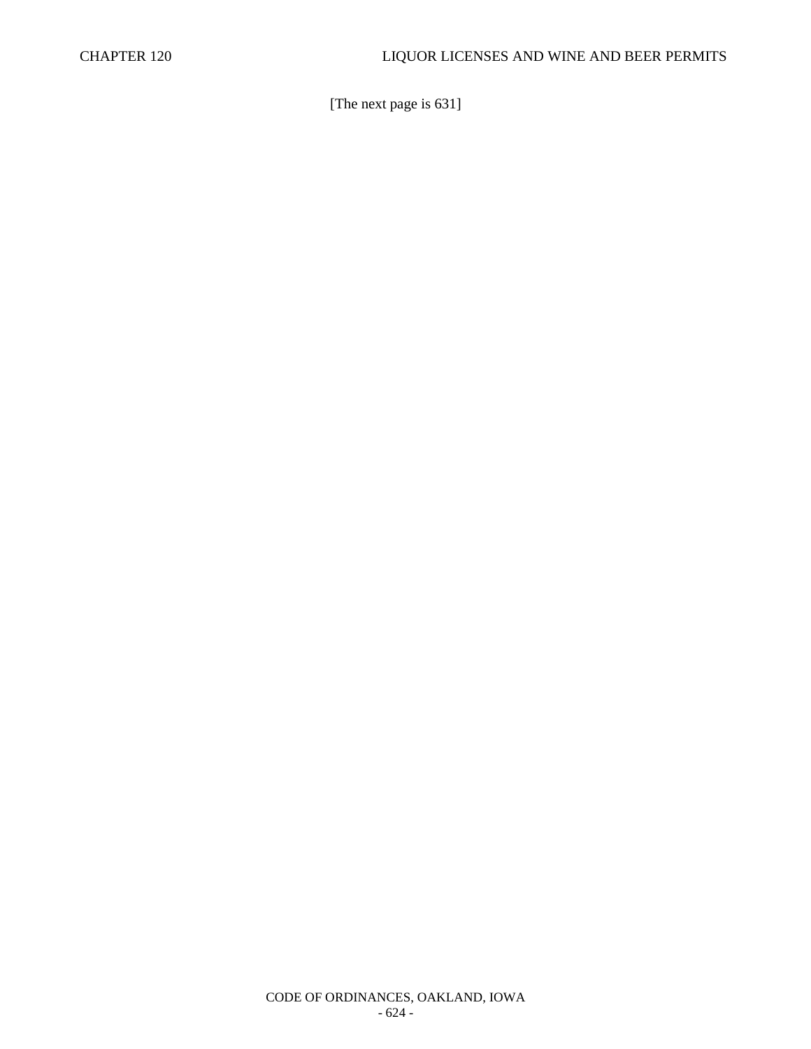[The next page is 631]